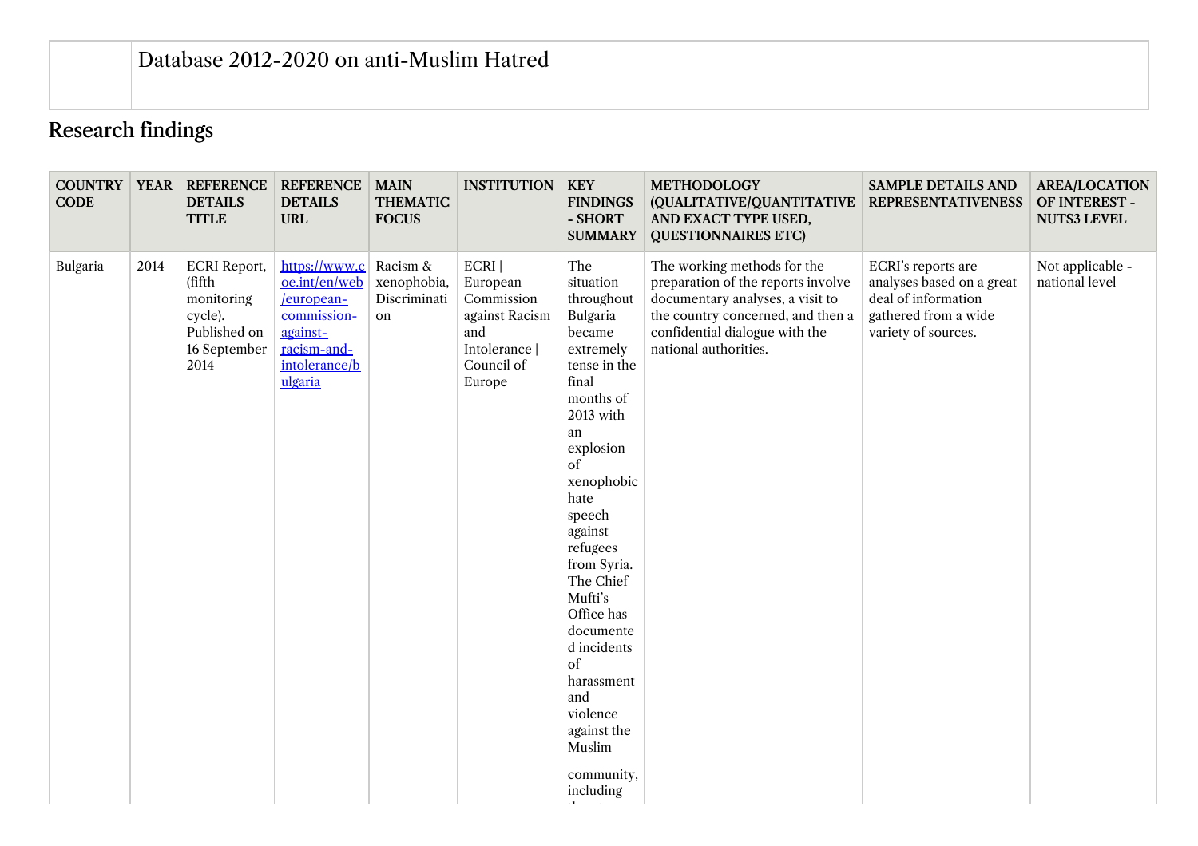Database 2012-2020 on anti-Muslim Hatred

## Research findings

| COUNTRY CODE | YEAR | REFERENCE DETAILS TITLE | REFERENCE DETAILS URL | MAIN THEMATIC FOCUS | INSTITUTION | KEY FINDINGS - SHORT SUMMARY | METHODOLOGY (QUALITATIVE/QUANTITATIVE AND EXACT TYPE USED, QUESTIONNAIRES ETC) | SAMPLE DETAILS AND REPRESENTATIVENESS | AREA/LOCATION OF INTEREST - NUTS3 LEVEL |
|---|---|---|---|---|---|---|---|---|---|
| Bulgaria | 2014 | ECRI Report, (fifth monitoring cycle). Published on 16 September 2014 | https://www.coe.int/en/web/european-commission-against-racism-and-intolerance/bulgaria | Racism & xenophobia, Discrimination | ECRI \| European Commission against Racism and Intolerance \| Council of Europe | The situation throughout Bulgaria became extremely tense in the final months of 2013 with an explosion of xenophobic hate speech against refugees from Syria. The Chief Mufti's Office has documented incidents of harassment and violence against the Muslim community, including | The working methods for the preparation of the reports involve documentary analyses, a visit to the country concerned, and then a confidential dialogue with the national authorities. | ECRI's reports are analyses based on a great deal of information gathered from a wide variety of sources. | Not applicable - national level |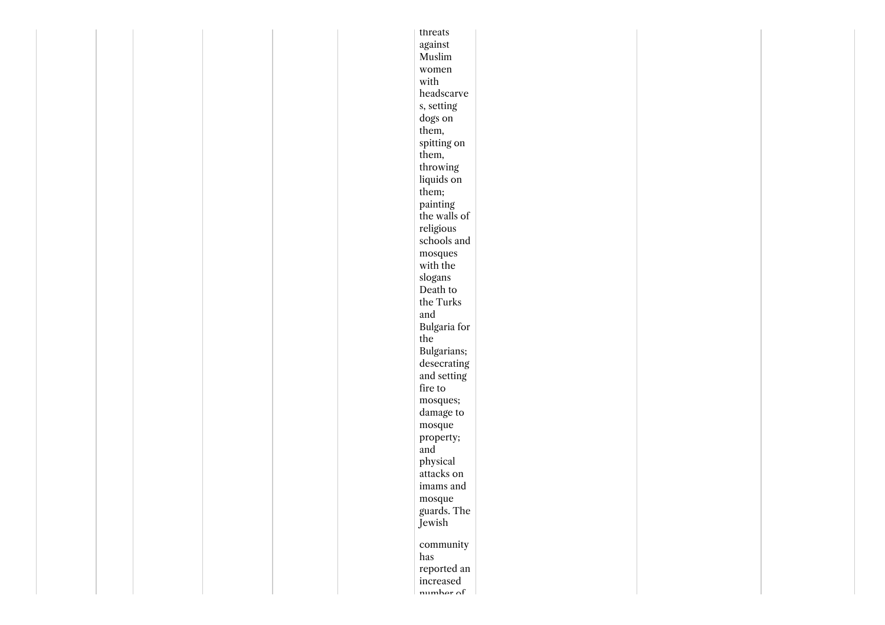| | | | | | | | | | |
|---|---|---|---|---|---|---|---|---|---|
| | | | | | | threats against Muslim women with headscarves, setting dogs on them, spitting on them, throwing liquids on them; painting the walls of religious schools and mosques with the slogans Death to the Turks and Bulgaria for the Bulgarians; desecrating and setting fire to mosques; damage to mosque property; and physical attacks on imams and mosque guards. The Jewish community has reported an increased number of | | | |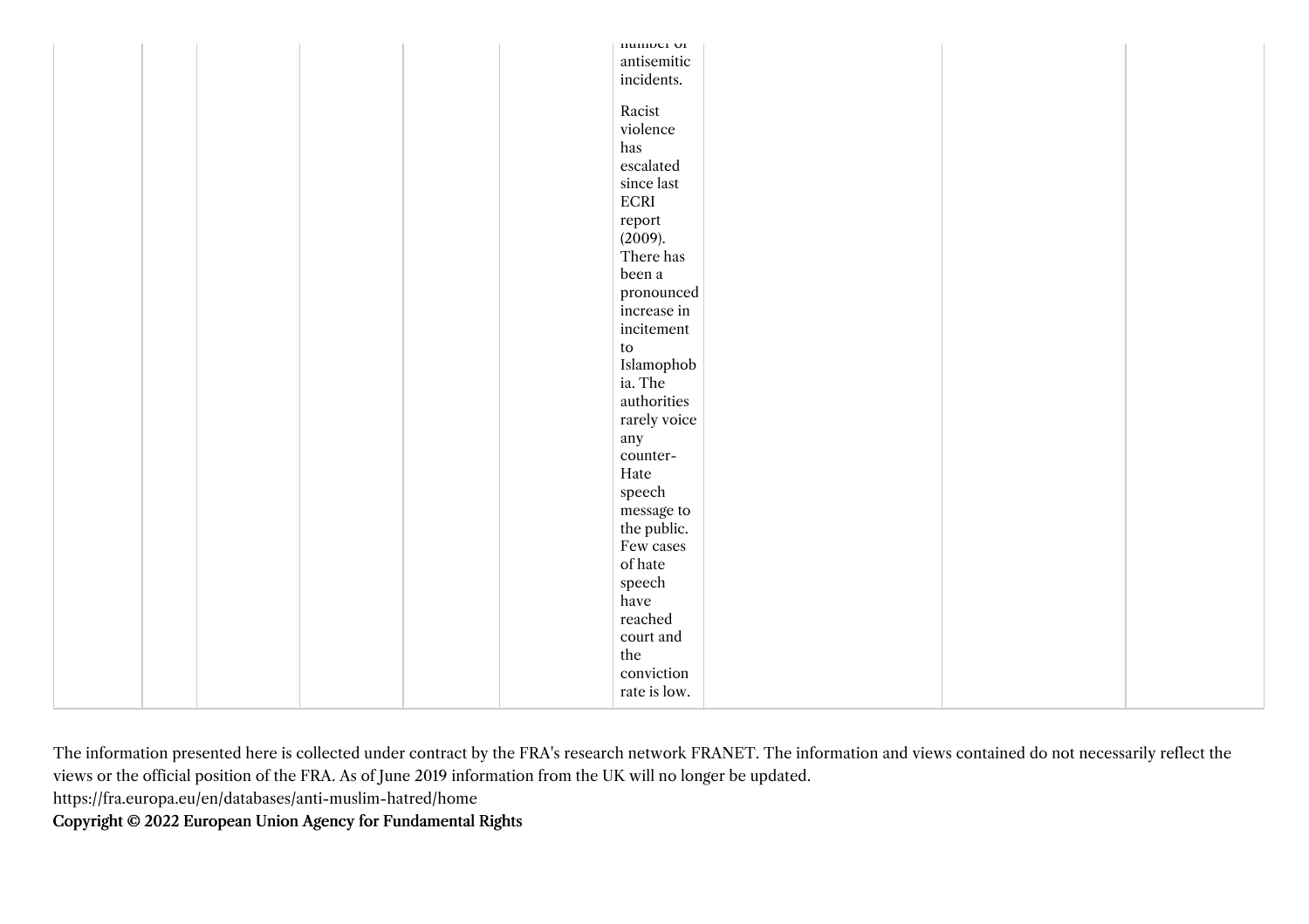| | | | | | | | | | |
|---|---|---|---|---|---|---|---|---|---|
| | | | | | | number of antisemitic incidents.<br><br>Racist violence has escalated since last ECRI report (2009). There has been a pronounced increase in incitement to Islamophobia. The authorities rarely voice any counter-Hate speech message to the public. Few cases of hate speech have reached court and the conviction rate is low. | | | |

The information presented here is collected under contract by the FRA's research network FRANET. The information and views contained do not necessarily reflect the views or the official position of the FRA. As of June 2019 information from the UK will no longer be updated.

https://fra.europa.eu/en/databases/anti-muslim-hatred/home

**Copyright © 2022 European Union Agency for Fundamental Rights**